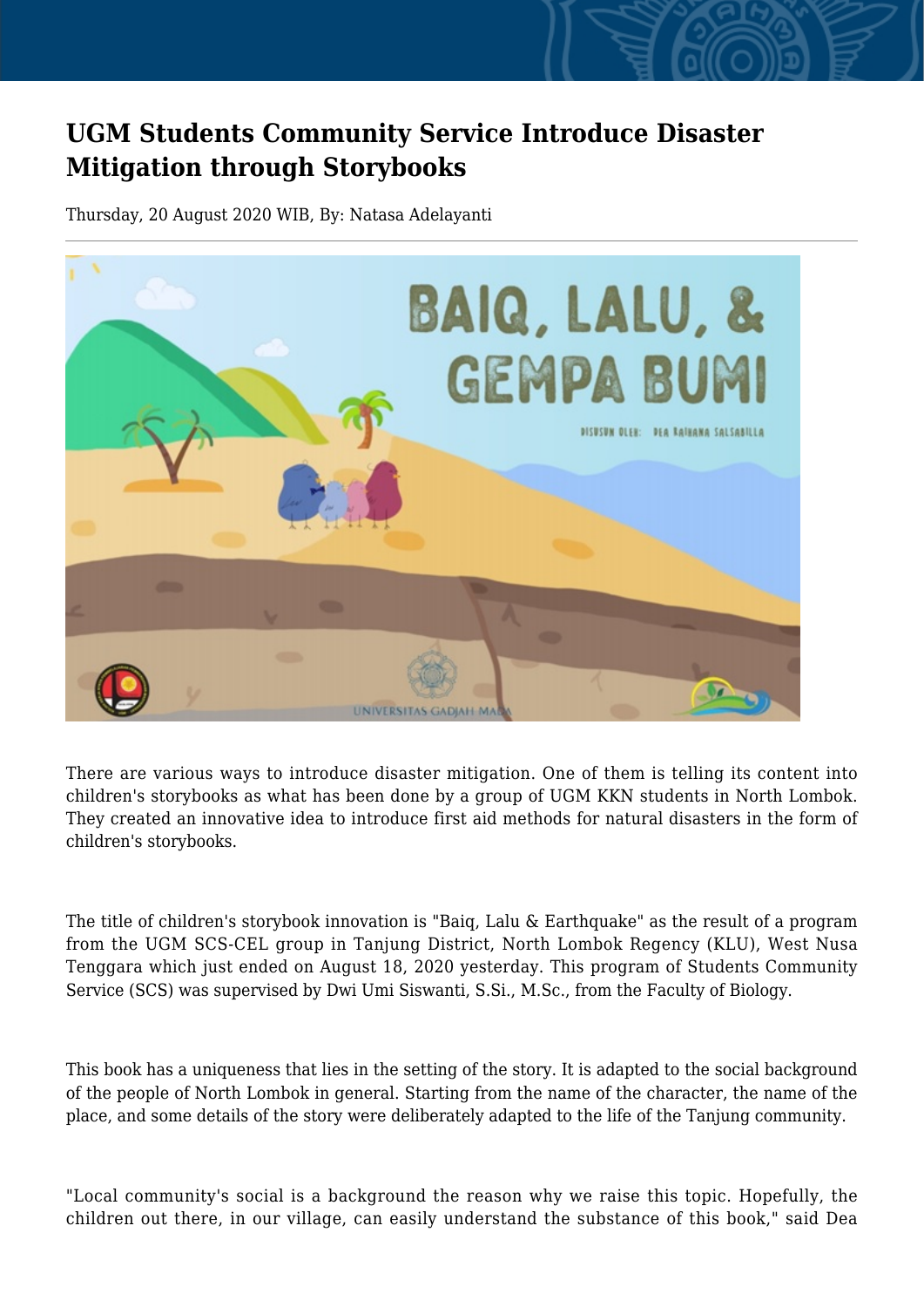# UGM Students Community Service Introduce Disaster Mitigation through Storybooks

Thursday, 20 August 2020 WIB, By: Natasa Adelayanti

There are various ways to introduce disaster mitigation. One of them is telling its content into children's storybooks as what has been done by a group of UGM KKN students in North Lombok. They created an innovative idea to introduce first aid methods for natural disasters in the form of children's storybooks.

The title of children's storybook innovation is "Baiq, Lalu & Earthquake" as the result of a program from the UGM SCS-CEL group in Tanjung District, North Lombok Regency (KLU), West Nusa Tenggara which just ended on August 18, 2020 yesterday. This program of Students Community Service (SCS) was supervised by Dwi Umi Siswanti, S.Si., M.Sc., from the Faculty of Biology.

This book has a uniqueness that lies in the setting of the story. It is adapted to the social background of the people of North Lombok in general. Starting from the name of the character, the name of the place, and some details of the story were deliberately adapted to the life of the Tanjung community.

"Local community's social is a background the reason why we raise this topic. Hopefully, the children out there, in our village, can easily understand the substance of this book," said Dea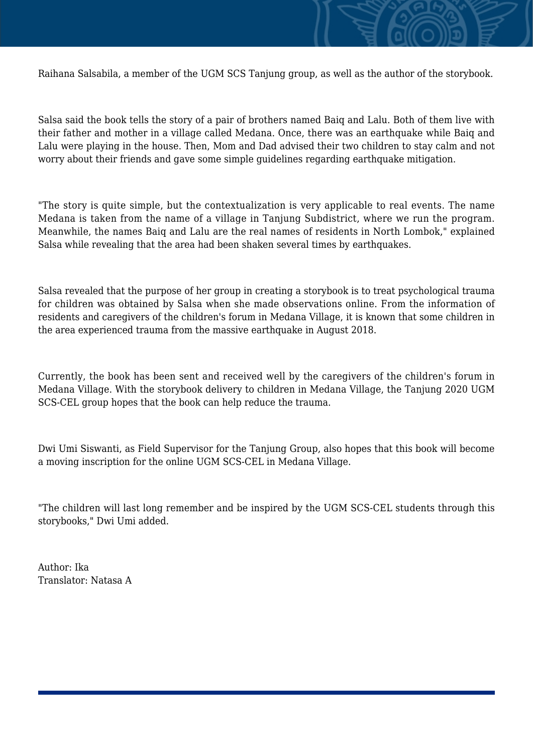Raihana Salsabila, a member of the UGM SCS Tanjung group, as well as the author of the storybook.

Salsa said the book tells the story of a pair of brothers named Baiq and Lalu. Both of them live with their father and mother in a village called Medana. Once, there was an earthquake while Baiq and Lalu were playing in the house. Then, Mom and Dad advised their two children to stay calm and not worry about their friends and gave some simple guidelines regarding earthquake mitigation.

"The story is quite simple, but the contextualization is very applicable to real events. The name Medana is taken from the name of a village in Tanjung Subdistrict, where we run the program. Meanwhile, the names Baiq and Lalu are the real names of residents in North Lombok," explained Salsa while revealing that the area had been shaken several times by earthquakes.

Salsa revealed that the purpose of her group in creating a storybook is to treat psychological trauma for children was obtained by Salsa when she made observations online. From the information of residents and caregivers of the children's forum in Medana Village, it is known that some children in the area experienced trauma from the massive earthquake in August 2018.

Currently, the book has been sent and received well by the caregivers of the children's forum in Medana Village. With the storybook delivery to children in Medana Village, the Tanjung 2020 UGM SCS-CEL group hopes that the book can help reduce the trauma.

Dwi Umi Siswanti, as Field Supervisor for the Tanjung Group, also hopes that this book will become a moving inscription for the online UGM SCS-CEL in Medana Village.

"The children will last long remember and be inspired by the UGM SCS-CEL students through this storybooks," Dwi Umi added.

Author: Ika
Translator: Natasa A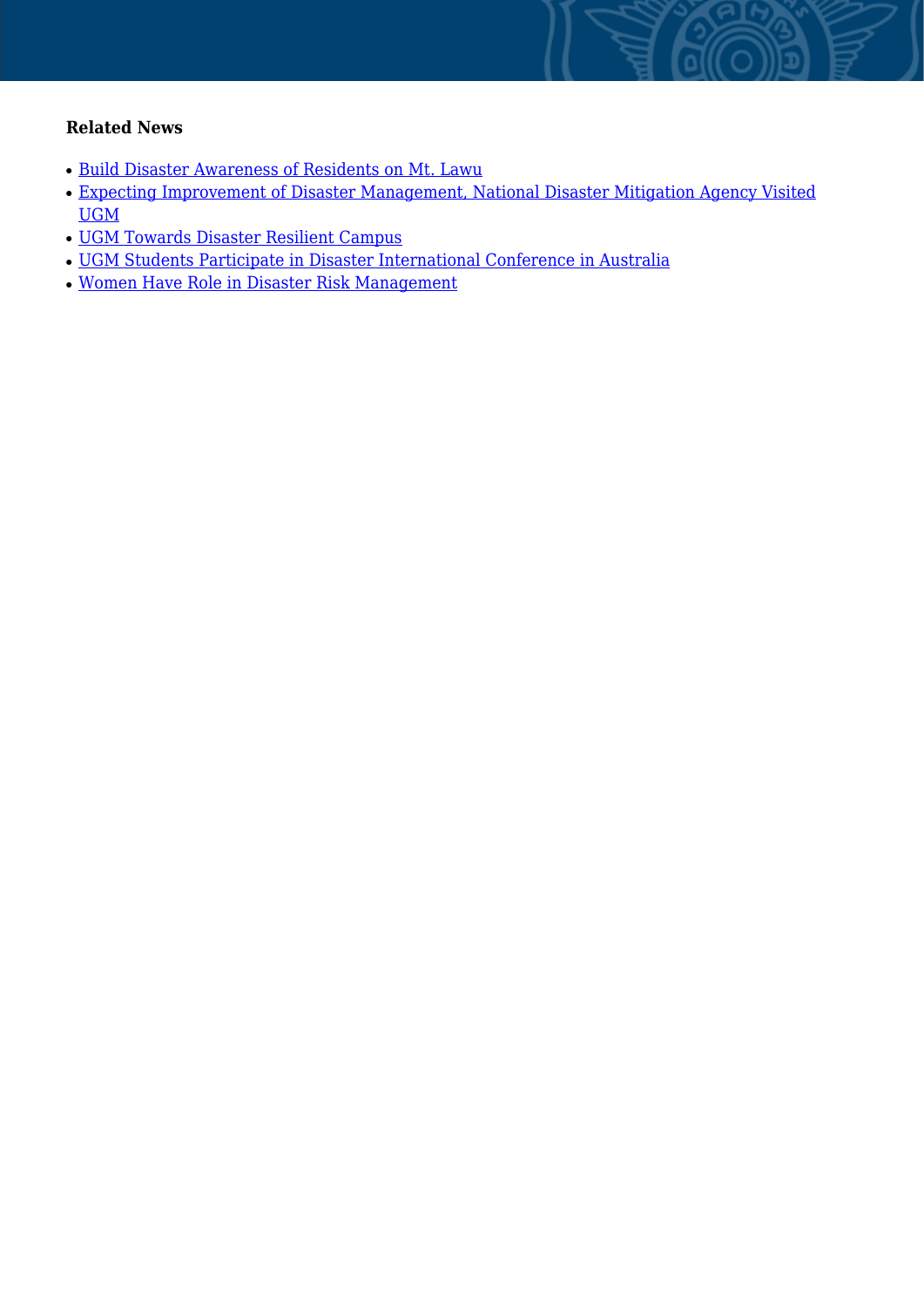### Related News

- [Build Disaster Awareness of Residents on Mt. Lawu]
- [Expecting Improvement of Disaster Management, National Disaster Mitigation Agency Visited UGM]
- [UGM Towards Disaster Resilient Campus]
- [UGM Students Participate in Disaster International Conference in Australia]
- [Women Have Role in Disaster Risk Management]